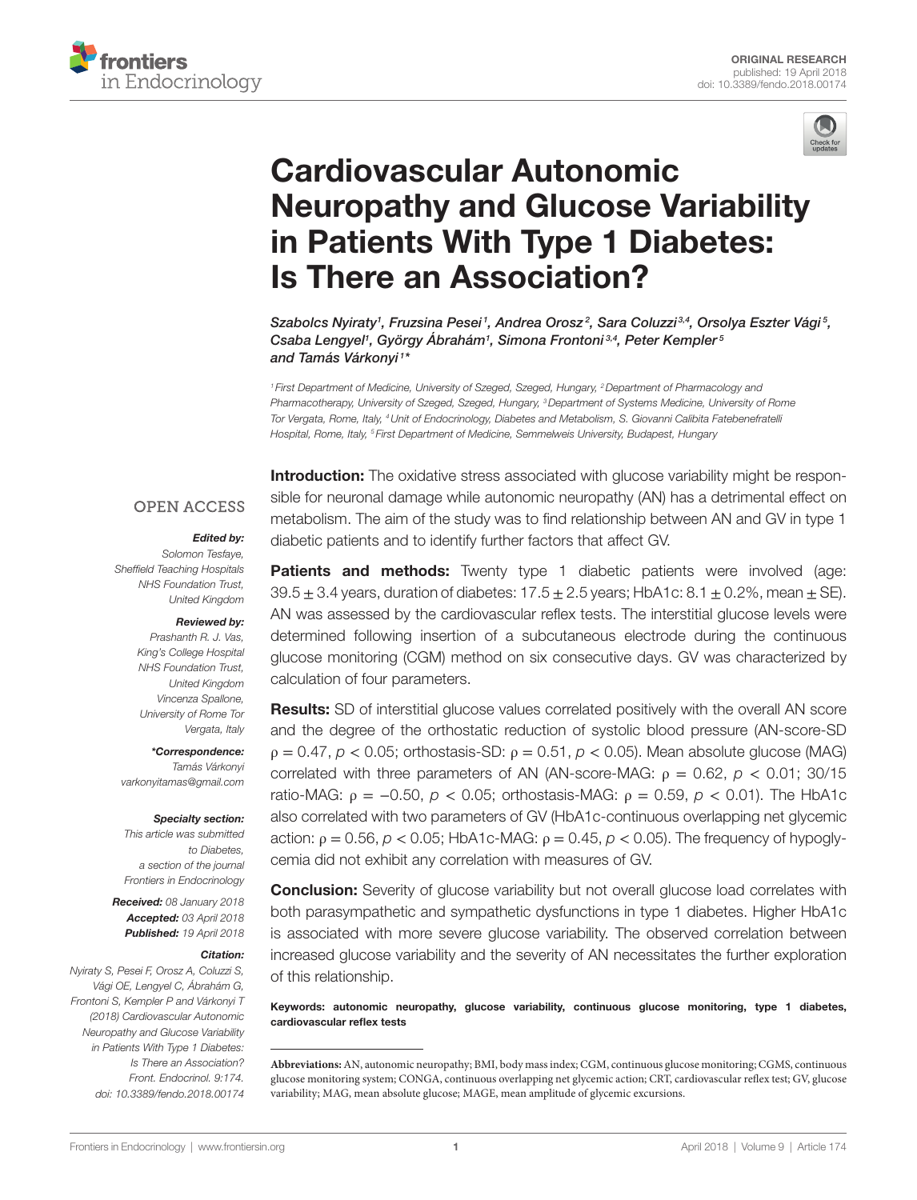ORIGINAL RESEARCH
published: 19 April 2018
doi: 10.3389/fendo.2018.00174

# Cardiovascular Autonomic Neuropathy and Glucose Variability in Patients With Type 1 Diabetes: Is There an Association?

*Szabolcs Nyiraty[1], Fruzsina Pesei[1], Andrea Orosz[2], Sara Coluzzi[3,4], Orsolya Eszter Vági[5], Csaba Lengyel[1], György Ábrahám[1], Simona Frontoni[3,4], Peter Kempler[5] and Tamás Várkonyi[1]**

[1] First Department of Medicine, University of Szeged, Szeged, Hungary, [2] Department of Pharmacology and Pharmacotherapy, University of Szeged, Szeged, Hungary, [3] Department of Systems Medicine, University of Rome Tor Vergata, Rome, Italy, [4] Unit of Endocrinology, Diabetes and Metabolism, S. Giovanni Calibita Fatebenefratelli Hospital, Rome, Italy, [5] First Department of Medicine, Semmelweis University, Budapest, Hungary

OPEN ACCESS

***Edited by:***
Solomon Tesfaye, Sheffield Teaching Hospitals NHS Foundation Trust, United Kingdom

***Reviewed by:***
Prashanth R. J. Vas, King's College Hospital NHS Foundation Trust, United Kingdom
Vincenza Spallone, University of Rome Tor Vergata, Italy

***\*Correspondence:***
Tamás Várkonyi
varkonyitamas@gmail.com

***Specialty section:***
This article was submitted to Diabetes, a section of the journal Frontiers in Endocrinology

***Received:*** 08 January 2018
***Accepted:*** 03 April 2018
***Published:*** 19 April 2018

***Citation:***
Nyiraty S, Pesei F, Orosz A, Coluzzi S, Vági OE, Lengyel C, Ábrahám G, Frontoni S, Kempler P and Várkonyi T (2018) Cardiovascular Autonomic Neuropathy and Glucose Variability in Patients With Type 1 Diabetes: Is There an Association? Front. Endocrinol. 9:174. doi: 10.3389/fendo.2018.00174

**Introduction:** The oxidative stress associated with glucose variability might be responsible for neuronal damage while autonomic neuropathy (AN) has a detrimental effect on metabolism. The aim of the study was to find relationship between AN and GV in type 1 diabetic patients and to identify further factors that affect GV.

**Patients and methods:** Twenty type 1 diabetic patients were involved (age: 39.5 ± 3.4 years, duration of diabetes: 17.5 ± 2.5 years; HbA1c: 8.1 ± 0.2%, mean ± SE). AN was assessed by the cardiovascular reflex tests. The interstitial glucose levels were determined following insertion of a subcutaneous electrode during the continuous glucose monitoring (CGM) method on six consecutive days. GV was characterized by calculation of four parameters.

**Results:** SD of interstitial glucose values correlated positively with the overall AN score and the degree of the orthostatic reduction of systolic blood pressure (AN-score-SD $\rho = 0.47$, $p < 0.05$; orthostasis-SD: $\rho = 0.51$, $p < 0.05$). Mean absolute glucose (MAG) correlated with three parameters of AN (AN-score-MAG: $\rho = 0.62$, $p < 0.01$; 30/15 ratio-MAG: $\rho = -0.50$, $p < 0.05$; orthostasis-MAG: $\rho = 0.59$, $p < 0.01$). The HbA1c also correlated with two parameters of GV (HbA1c-continuous overlapping net glycemic action: $\rho = 0.56$, $p < 0.05$; HbA1c-MAG: $\rho = 0.45$, $p < 0.05$). The frequency of hypoglycemia did not exhibit any correlation with measures of GV.

**Conclusion:** Severity of glucose variability but not overall glucose load correlates with both parasympathetic and sympathetic dysfunctions in type 1 diabetes. Higher HbA1c is associated with more severe glucose variability. The observed correlation between increased glucose variability and the severity of AN necessitates the further exploration of this relationship.

**Keywords: autonomic neuropathy, glucose variability, continuous glucose monitoring, type 1 diabetes, cardiovascular reflex tests**

**Abbreviations:** AN, autonomic neuropathy; BMI, body mass index; CGM, continuous glucose monitoring; CGMS, continuous glucose monitoring system; CONGA, continuous overlapping net glycemic action; CRT, cardiovascular reflex test; GV, glucose variability; MAG, mean absolute glucose; MAGE, mean amplitude of glycemic excursions.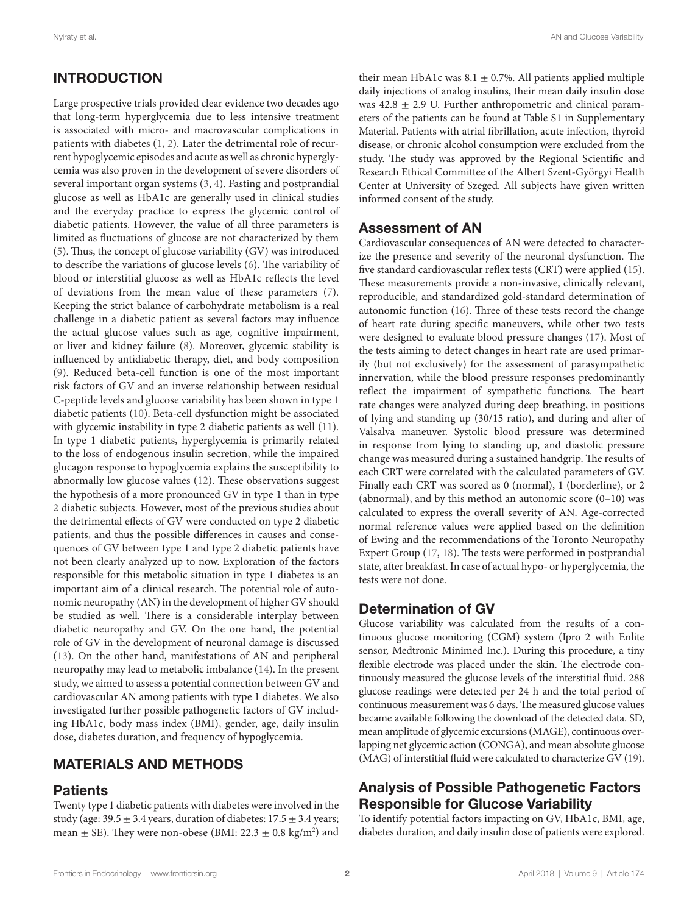## INTRODUCTION

Large prospective trials provided clear evidence two decades ago that long-term hyperglycemia due to less intensive treatment is associated with micro- and macrovascular complications in patients with diabetes (1, 2). Later the detrimental role of recurrent hypoglycemic episodes and acute as well as chronic hyperglycemia was also proven in the development of severe disorders of several important organ systems (3, 4). Fasting and postprandial glucose as well as HbA1c are generally used in clinical studies and the everyday practice to express the glycemic control of diabetic patients. However, the value of all three parameters is limited as fluctuations of glucose are not characterized by them (5). Thus, the concept of glucose variability (GV) was introduced to describe the variations of glucose levels (6). The variability of blood or interstitial glucose as well as HbA1c reflects the level of deviations from the mean value of these parameters (7). Keeping the strict balance of carbohydrate metabolism is a real challenge in a diabetic patient as several factors may influence the actual glucose values such as age, cognitive impairment, or liver and kidney failure (8). Moreover, glycemic stability is influenced by antidiabetic therapy, diet, and body composition (9). Reduced beta-cell function is one of the most important risk factors of GV and an inverse relationship between residual C-peptide levels and glucose variability has been shown in type 1 diabetic patients (10). Beta-cell dysfunction might be associated with glycemic instability in type 2 diabetic patients as well (11). In type 1 diabetic patients, hyperglycemia is primarily related to the loss of endogenous insulin secretion, while the impaired glucagon response to hypoglycemia explains the susceptibility to abnormally low glucose values (12). These observations suggest the hypothesis of a more pronounced GV in type 1 than in type 2 diabetic subjects. However, most of the previous studies about the detrimental effects of GV were conducted on type 2 diabetic patients, and thus the possible differences in causes and consequences of GV between type 1 and type 2 diabetic patients have not been clearly analyzed up to now. Exploration of the factors responsible for this metabolic situation in type 1 diabetes is an important aim of a clinical research. The potential role of autonomic neuropathy (AN) in the development of higher GV should be studied as well. There is a considerable interplay between diabetic neuropathy and GV. On the one hand, the potential role of GV in the development of neuronal damage is discussed (13). On the other hand, manifestations of AN and peripheral neuropathy may lead to metabolic imbalance (14). In the present study, we aimed to assess a potential connection between GV and cardiovascular AN among patients with type 1 diabetes. We also investigated further possible pathogenetic factors of GV including HbA1c, body mass index (BMI), gender, age, daily insulin dose, diabetes duration, and frequency of hypoglycemia.

## MATERIALS AND METHODS

### Patients

Twenty type 1 diabetic patients with diabetes were involved in the study (age: $39.5 \pm 3.4$ years, duration of diabetes: $17.5 \pm 3.4$ years; mean $\pm$ SE). They were non-obese (BMI: $22.3 \pm 0.8$ kg/m$^2$) and their mean HbA1c was $8.1 \pm 0.7$%. All patients applied multiple daily injections of analog insulins, their mean daily insulin dose was $42.8 \pm 2.9$ U. Further anthropometric and clinical parameters of the patients can be found at Table S1 in Supplementary Material. Patients with atrial fibrillation, acute infection, thyroid disease, or chronic alcohol consumption were excluded from the study. The study was approved by the Regional Scientific and Research Ethical Committee of the Albert Szent-Györgyi Health Center at University of Szeged. All subjects have given written informed consent of the study.

### Assessment of AN

Cardiovascular consequences of AN were detected to characterize the presence and severity of the neuronal dysfunction. The five standard cardiovascular reflex tests (CRT) were applied (15). These measurements provide a non-invasive, clinically relevant, reproducible, and standardized gold-standard determination of autonomic function (16). Three of these tests record the change of heart rate during specific maneuvers, while other two tests were designed to evaluate blood pressure changes (17). Most of the tests aiming to detect changes in heart rate are used primarily (but not exclusively) for the assessment of parasympathetic innervation, while the blood pressure responses predominantly reflect the impairment of sympathetic functions. The heart rate changes were analyzed during deep breathing, in positions of lying and standing up (30/15 ratio), and during and after of Valsalva maneuver. Systolic blood pressure was determined in response from lying to standing up, and diastolic pressure change was measured during a sustained handgrip. The results of each CRT were correlated with the calculated parameters of GV. Finally each CRT was scored as 0 (normal), 1 (borderline), or 2 (abnormal), and by this method an autonomic score (0–10) was calculated to express the overall severity of AN. Age-corrected normal reference values were applied based on the definition of Ewing and the recommendations of the Toronto Neuropathy Expert Group (17, 18). The tests were performed in postprandial state, after breakfast. In case of actual hypo- or hyperglycemia, the tests were not done.

### Determination of GV

Glucose variability was calculated from the results of a continuous glucose monitoring (CGM) system (Ipro 2 with Enlite sensor, Medtronic Minimed Inc.). During this procedure, a tiny flexible electrode was placed under the skin. The electrode continuously measured the glucose levels of the interstitial fluid. 288 glucose readings were detected per 24 h and the total period of continuous measurement was 6 days. The measured glucose values became available following the download of the detected data. SD, mean amplitude of glycemic excursions (MAGE), continuous overlapping net glycemic action (CONGA), and mean absolute glucose (MAG) of interstitial fluid were calculated to characterize GV (19).

### Analysis of Possible Pathogenetic Factors Responsible for Glucose Variability

To identify potential factors impacting on GV, HbA1c, BMI, age, diabetes duration, and daily insulin dose of patients were explored.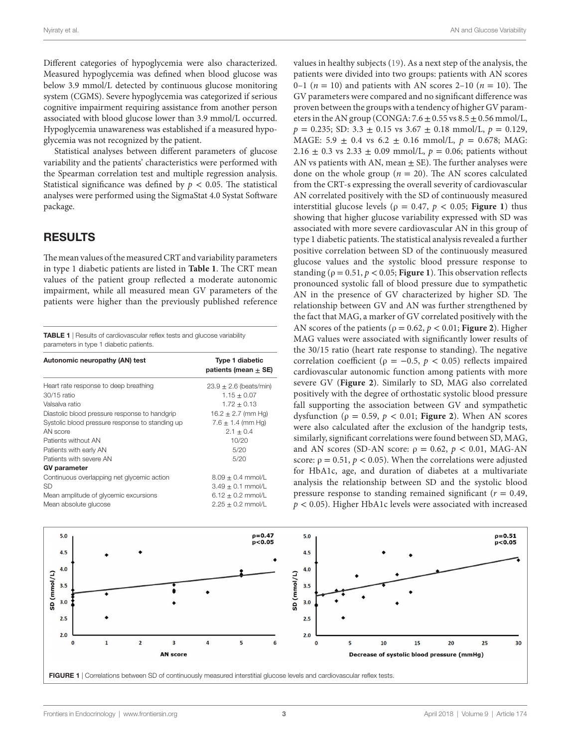Different categories of hypoglycemia were also characterized. Measured hypoglycemia was defined when blood glucose was below 3.9 mmol/L detected by continuous glucose monitoring system (CGMS). Severe hypoglycemia was categorized if serious cognitive impairment requiring assistance from another person associated with blood glucose lower than 3.9 mmol/L occurred. Hypoglycemia unawareness was established if a measured hypoglycemia was not recognized by the patient.

Statistical analyses between different parameters of glucose variability and the patients' characteristics were performed with the Spearman correlation test and multiple regression analysis. Statistical significance was defined by $p < 0.05$. The statistical analyses were performed using the SigmaStat 4.0 Systat Software package.

## RESULTS

The mean values of the measured CRT and variability parameters in type 1 diabetic patients are listed in **Table 1**. The CRT mean values of the patient group reflected a moderate autonomic impairment, while all measured mean GV parameters of the patients were higher than the previously published reference values in healthy subjects (19). As a next step of the analysis, the patients were divided into two groups: patients with AN scores 0–1 ($n = 10$) and patients with AN scores 2–10 ($n = 10$). The GV parameters were compared and no significant difference was proven between the groups with a tendency of higher GV parameters in the AN group (CONGA: $7.6 \pm 0.55$ vs $8.5 \pm 0.56$ mmol/L, $p = 0.235$; SD: $3.3 \pm 0.15$ vs $3.67 \pm 0.18$ mmol/L, $p = 0.129$, MAGE: $5.9 \pm 0.4$ vs $6.2 \pm 0.16$ mmol/L, $p = 0.678$; MAG: $2.16 \pm 0.3$ vs $2.33 \pm 0.09$ mmol/L, $p = 0.06$; patients without AN vs patients with AN, mean ± SE). The further analyses were done on the whole group ($n = 20$). The AN scores calculated from the CRT-s expressing the overall severity of cardiovascular AN correlated positively with the SD of continuously measured interstitial glucose levels ($\rho = 0.47$, $p < 0.05$; **Figure 1**) thus showing that higher glucose variability expressed with SD was associated with more severe cardiovascular AN in this group of type 1 diabetic patients. The statistical analysis revealed a further positive correlation between SD of the continuously measured glucose values and the systolic blood pressure response to standing ($\rho = 0.51$, $p < 0.05$; **Figure 1**). This observation reflects pronounced systolic fall of blood pressure due to sympathetic AN in the presence of GV characterized by higher SD. The relationship between GV and AN was further strengthened by the fact that MAG, a marker of GV correlated positively with the AN scores of the patients ($\rho = 0.62$, $p < 0.01$; **Figure 2**). Higher MAG values were associated with significantly lower results of the 30/15 ratio (heart rate response to standing). The negative correlation coefficient ($\rho = -0.5$, $p < 0.05$) reflects impaired cardiovascular autonomic function among patients with more severe GV (**Figure 2**). Similarly to SD, MAG also correlated positively with the degree of orthostatic systolic blood pressure fall supporting the association between GV and sympathetic dysfunction ($\rho = 0.59$, $p < 0.01$; **Figure 2**). When AN scores were also calculated after the exclusion of the handgrip tests, similarly, significant correlations were found between SD, MAG, and AN scores (SD-AN score: $\rho = 0.62$, $p < 0.01$, MAG-AN score: $\rho = 0.51$, $p < 0.05$). When the correlations were adjusted for HbA1c, age, and duration of diabetes at a multivariate analysis the relationship between SD and the systolic blood pressure response to standing remained significant ($r = 0.49$, $p < 0.05$). Higher HbA1c levels were associated with increased

**TABLE 1** | Results of cardiovascular reflex tests and glucose variability parameters in type 1 diabetic patients.

| Autonomic neuropathy (AN) test | Type 1 diabetic patients (mean ± SE) |
|---|---|
| Heart rate response to deep breathing | 23.9 ± 2.6 (beats/min) |
| 30/15 ratio | 1.15 ± 0.07 |
| Valsalva ratio | 1.72 ± 0.13 |
| Diastolic blood pressure response to handgrip | 16.2 ± 2.7 (mm Hg) |
| Systolic blood pressure response to standing up | 7.6 ± 1.4 (mm Hg) |
| AN score | 2.1 ± 0.4 |
| Patients without AN | 10/20 |
| Patients with early AN | 5/20 |
| Patients with severe AN | 5/20 |
| **GV parameter** | |
| Continuous overlapping net glycemic action | 8.09 ± 0.4 mmol/L |
| SD | 3.49 ± 0.1 mmol/L |
| Mean amplitude of glycemic excursions | 6.12 ± 0.2 mmol/L |
| Mean absolute glucose | 2.25 ± 0.2 mmol/L |

**FIGURE 1** | Correlations between SD of continuously measured interstitial glucose levels and cardiovascular reflex tests.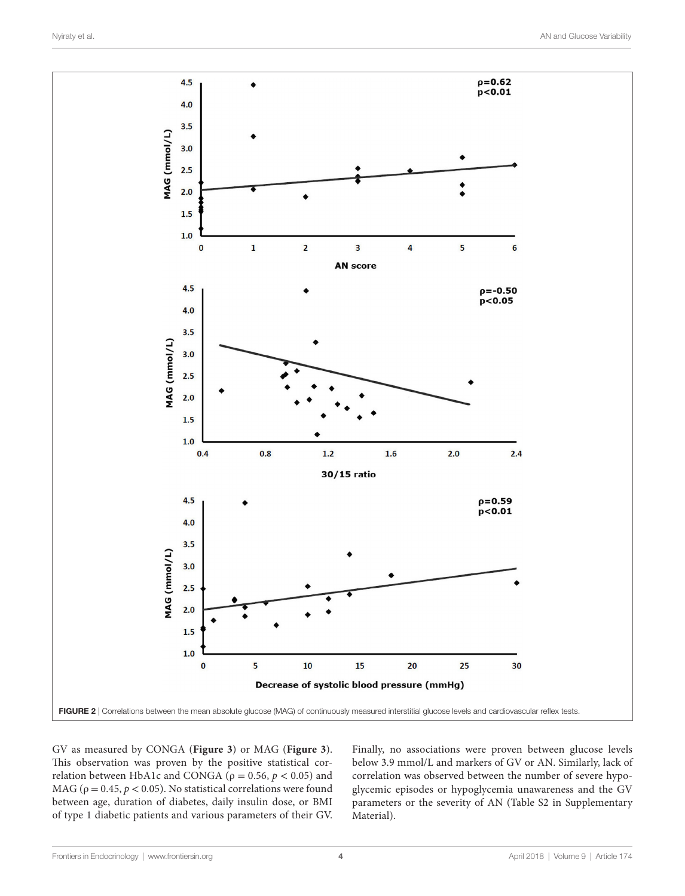FIGURE 2 | Correlations between the mean absolute glucose (MAG) of continuously measured interstitial glucose levels and cardiovascular reflex tests.

GV as measured by CONGA (**Figure 3**) or MAG (**Figure 3**). This observation was proven by the positive statistical correlation between HbA1c and CONGA ($\rho = 0.56$, $p < 0.05$) and MAG ($\rho = 0.45$, $p < 0.05$). No statistical correlations were found between age, duration of diabetes, daily insulin dose, or BMI of type 1 diabetic patients and various parameters of their GV.

Finally, no associations were proven between glucose levels below 3.9 mmol/L and markers of GV or AN. Similarly, lack of correlation was observed between the number of severe hypoglycemic episodes or hypoglycemia unawareness and the GV parameters or the severity of AN (Table S2 in Supplementary Material).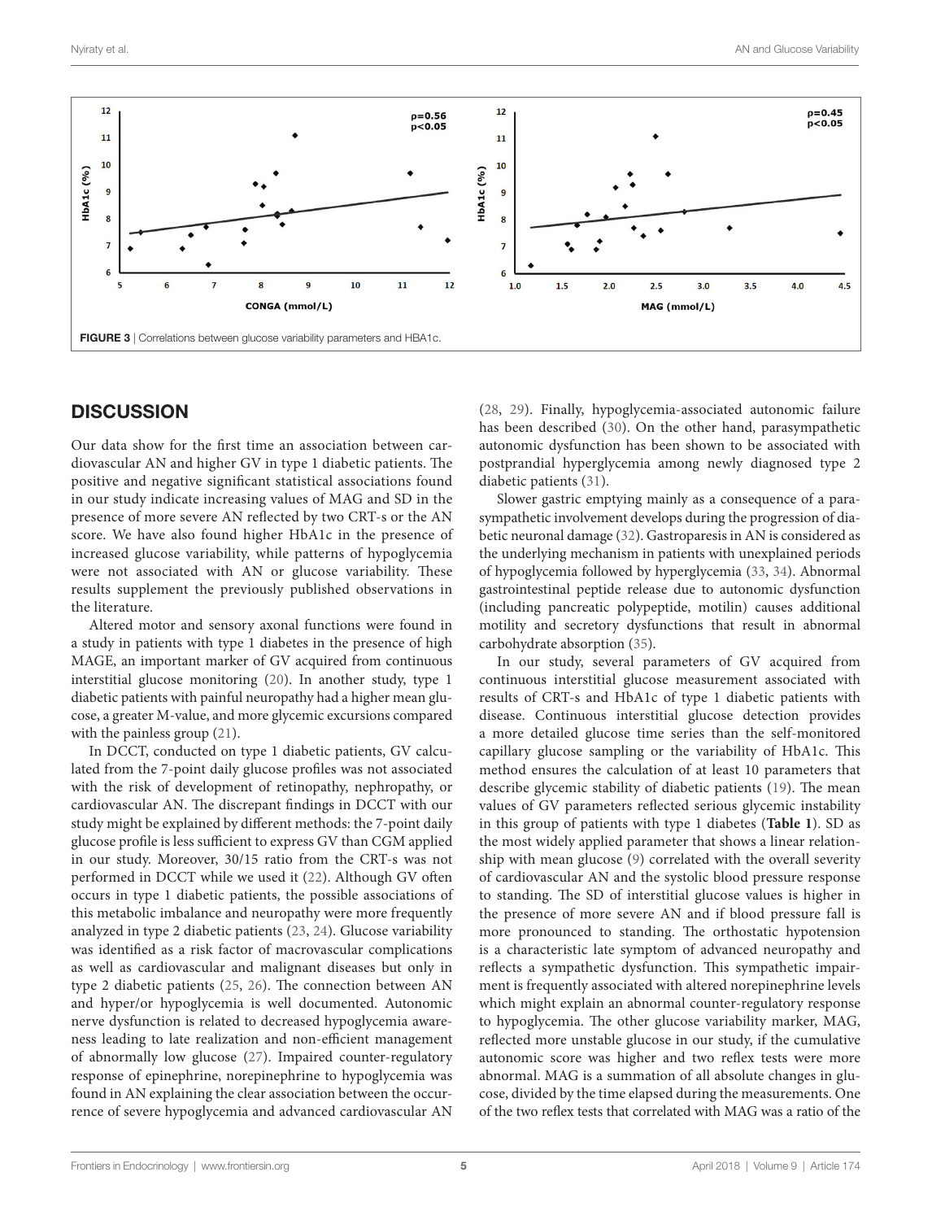FIGURE 3 | Correlations between glucose variability parameters and HBA1c.

## DISCUSSION

Our data show for the first time an association between cardiovascular AN and higher GV in type 1 diabetic patients. The positive and negative significant statistical associations found in our study indicate increasing values of MAG and SD in the presence of more severe AN reflected by two CRT-s or the AN score. We have also found higher HbA1c in the presence of increased glucose variability, while patterns of hypoglycemia were not associated with AN or glucose variability. These results supplement the previously published observations in the literature.

Altered motor and sensory axonal functions were found in a study in patients with type 1 diabetes in the presence of high MAGE, an important marker of GV acquired from continuous interstitial glucose monitoring (20). In another study, type 1 diabetic patients with painful neuropathy had a higher mean glucose, a greater M-value, and more glycemic excursions compared with the painless group (21).

In DCCT, conducted on type 1 diabetic patients, GV calculated from the 7-point daily glucose profiles was not associated with the risk of development of retinopathy, nephropathy, or cardiovascular AN. The discrepant findings in DCCT with our study might be explained by different methods: the 7-point daily glucose profile is less sufficient to express GV than CGM applied in our study. Moreover, 30/15 ratio from the CRT-s was not performed in DCCT while we used it (22). Although GV often occurs in type 1 diabetic patients, the possible associations of this metabolic imbalance and neuropathy were more frequently analyzed in type 2 diabetic patients (23, 24). Glucose variability was identified as a risk factor of macrovascular complications as well as cardiovascular and malignant diseases but only in type 2 diabetic patients (25, 26). The connection between AN and hyper/or hypoglycemia is well documented. Autonomic nerve dysfunction is related to decreased hypoglycemia awareness leading to late realization and non-efficient management of abnormally low glucose (27). Impaired counter-regulatory response of epinephrine, norepinephrine to hypoglycemia was found in AN explaining the clear association between the occurrence of severe hypoglycemia and advanced cardiovascular AN (28, 29). Finally, hypoglycemia-associated autonomic failure has been described (30). On the other hand, parasympathetic autonomic dysfunction has been shown to be associated with postprandial hyperglycemia among newly diagnosed type 2 diabetic patients (31).

Slower gastric emptying mainly as a consequence of a parasympathetic involvement develops during the progression of diabetic neuronal damage (32). Gastroparesis in AN is considered as the underlying mechanism in patients with unexplained periods of hypoglycemia followed by hyperglycemia (33, 34). Abnormal gastrointestinal peptide release due to autonomic dysfunction (including pancreatic polypeptide, motilin) causes additional motility and secretory dysfunctions that result in abnormal carbohydrate absorption (35).

In our study, several parameters of GV acquired from continuous interstitial glucose measurement associated with results of CRT-s and HbA1c of type 1 diabetic patients with disease. Continuous interstitial glucose detection provides a more detailed glucose time series than the self-monitored capillary glucose sampling or the variability of HbA1c. This method ensures the calculation of at least 10 parameters that describe glycemic stability of diabetic patients (19). The mean values of GV parameters reflected serious glycemic instability in this group of patients with type 1 diabetes (**Table 1**). SD as the most widely applied parameter that shows a linear relationship with mean glucose (9) correlated with the overall severity of cardiovascular AN and the systolic blood pressure response to standing. The SD of interstitial glucose values is higher in the presence of more severe AN and if blood pressure fall is more pronounced to standing. The orthostatic hypotension is a characteristic late symptom of advanced neuropathy and reflects a sympathetic dysfunction. This sympathetic impairment is frequently associated with altered norepinephrine levels which might explain an abnormal counter-regulatory response to hypoglycemia. The other glucose variability marker, MAG, reflected more unstable glucose in our study, if the cumulative autonomic score was higher and two reflex tests were more abnormal. MAG is a summation of all absolute changes in glucose, divided by the time elapsed during the measurements. One of the two reflex tests that correlated with MAG was a ratio of the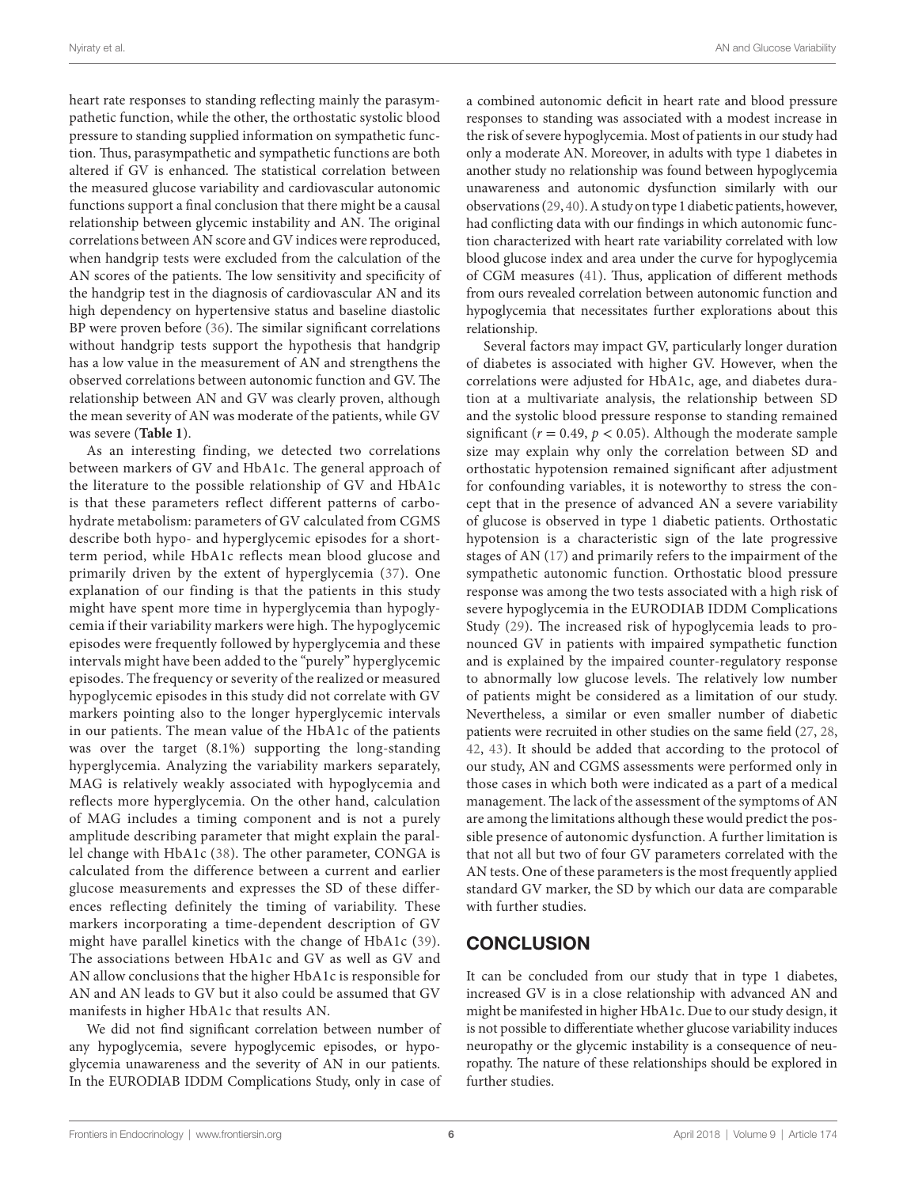heart rate responses to standing reflecting mainly the parasympathetic function, while the other, the orthostatic systolic blood pressure to standing supplied information on sympathetic function. Thus, parasympathetic and sympathetic functions are both altered if GV is enhanced. The statistical correlation between the measured glucose variability and cardiovascular autonomic functions support a final conclusion that there might be a causal relationship between glycemic instability and AN. The original correlations between AN score and GV indices were reproduced, when handgrip tests were excluded from the calculation of the AN scores of the patients. The low sensitivity and specificity of the handgrip test in the diagnosis of cardiovascular AN and its high dependency on hypertensive status and baseline diastolic BP were proven before (36). The similar significant correlations without handgrip tests support the hypothesis that handgrip has a low value in the measurement of AN and strengthens the observed correlations between autonomic function and GV. The relationship between AN and GV was clearly proven, although the mean severity of AN was moderate of the patients, while GV was severe (**Table 1**).

As an interesting finding, we detected two correlations between markers of GV and HbA1c. The general approach of the literature to the possible relationship of GV and HbA1c is that these parameters reflect different patterns of carbohydrate metabolism: parameters of GV calculated from CGMS describe both hypo- and hyperglycemic episodes for a short-term period, while HbA1c reflects mean blood glucose and primarily driven by the extent of hyperglycemia (37). One explanation of our finding is that the patients in this study might have spent more time in hyperglycemia than hypoglycemia if their variability markers were high. The hypoglycemic episodes were frequently followed by hyperglycemia and these intervals might have been added to the "purely" hyperglycemic episodes. The frequency or severity of the realized or measured hypoglycemic episodes in this study did not correlate with GV markers pointing also to the longer hyperglycemic intervals in our patients. The mean value of the HbA1c of the patients was over the target (8.1%) supporting the long-standing hyperglycemia. Analyzing the variability markers separately, MAG is relatively weakly associated with hypoglycemia and reflects more hyperglycemia. On the other hand, calculation of MAG includes a timing component and is not a purely amplitude describing parameter that might explain the parallel change with HbA1c (38). The other parameter, CONGA is calculated from the difference between a current and earlier glucose measurements and expresses the SD of these differences reflecting definitely the timing of variability. These markers incorporating a time-dependent description of GV might have parallel kinetics with the change of HbA1c (39). The associations between HbA1c and GV as well as GV and AN allow conclusions that the higher HbA1c is responsible for AN and AN leads to GV but it also could be assumed that GV manifests in higher HbA1c that results AN.

We did not find significant correlation between number of any hypoglycemia, severe hypoglycemic episodes, or hypoglycemia unawareness and the severity of AN in our patients. In the EURODIAB IDDM Complications Study, only in case of a combined autonomic deficit in heart rate and blood pressure responses to standing was associated with a modest increase in the risk of severe hypoglycemia. Most of patients in our study had only a moderate AN. Moreover, in adults with type 1 diabetes in another study no relationship was found between hypoglycemia unawareness and autonomic dysfunction similarly with our observations (29, 40). A study on type 1 diabetic patients, however, had conflicting data with our findings in which autonomic function characterized with heart rate variability correlated with low blood glucose index and area under the curve for hypoglycemia of CGM measures (41). Thus, application of different methods from ours revealed correlation between autonomic function and hypoglycemia that necessitates further explorations about this relationship.

Several factors may impact GV, particularly longer duration of diabetes is associated with higher GV. However, when the correlations were adjusted for HbA1c, age, and diabetes duration at a multivariate analysis, the relationship between SD and the systolic blood pressure response to standing remained significant ($r = 0.49$, $p < 0.05$). Although the moderate sample size may explain why only the correlation between SD and orthostatic hypotension remained significant after adjustment for confounding variables, it is noteworthy to stress the concept that in the presence of advanced AN a severe variability of glucose is observed in type 1 diabetic patients. Orthostatic hypotension is a characteristic sign of the late progressive stages of AN (17) and primarily refers to the impairment of the sympathetic autonomic function. Orthostatic blood pressure response was among the two tests associated with a high risk of severe hypoglycemia in the EURODIAB IDDM Complications Study (29). The increased risk of hypoglycemia leads to pronounced GV in patients with impaired sympathetic function and is explained by the impaired counter-regulatory response to abnormally low glucose levels. The relatively low number of patients might be considered as a limitation of our study. Nevertheless, a similar or even smaller number of diabetic patients were recruited in other studies on the same field (27, 28, 42, 43). It should be added that according to the protocol of our study, AN and CGMS assessments were performed only in those cases in which both were indicated as a part of a medical management. The lack of the assessment of the symptoms of AN are among the limitations although these would predict the possible presence of autonomic dysfunction. A further limitation is that not all but two of four GV parameters correlated with the AN tests. One of these parameters is the most frequently applied standard GV marker, the SD by which our data are comparable with further studies.

## CONCLUSION

It can be concluded from our study that in type 1 diabetes, increased GV is in a close relationship with advanced AN and might be manifested in higher HbA1c. Due to our study design, it is not possible to differentiate whether glucose variability induces neuropathy or the glycemic instability is a consequence of neuropathy. The nature of these relationships should be explored in further studies.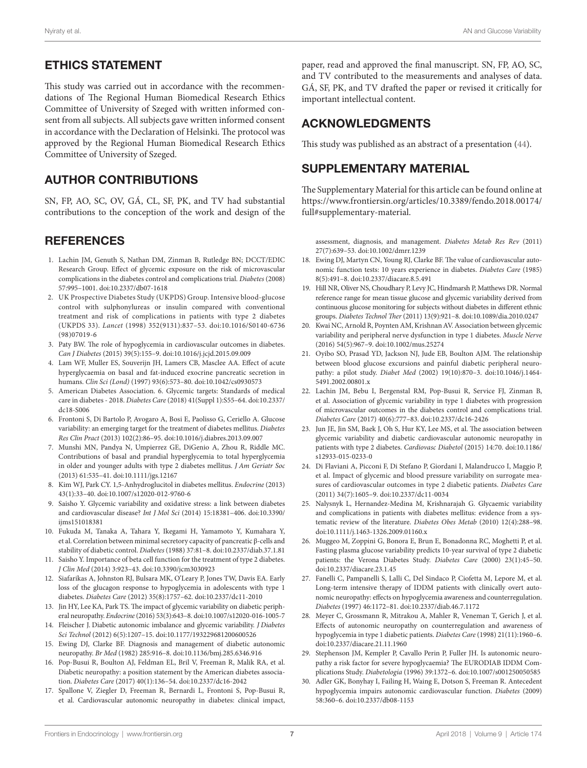## ETHICS STATEMENT

This study was carried out in accordance with the recommendations of The Regional Human Biomedical Research Ethics Committee of University of Szeged with written informed consent from all subjects. All subjects gave written informed consent in accordance with the Declaration of Helsinki. The protocol was approved by the Regional Human Biomedical Research Ethics Committee of University of Szeged.

## AUTHOR CONTRIBUTIONS

SN, FP, AO, SC, OV, GÁ, CL, SF, PK, and TV had substantial contributions to the conception of the work and design of the paper, read and approved the final manuscript. SN, FP, AO, SC, and TV contributed to the measurements and analyses of data. GÁ, SF, PK, and TV drafted the paper or revised it critically for important intellectual content.

## ACKNOWLEDGMENTS

This study was published as an abstract of a presentation (44).

## SUPPLEMENTARY MATERIAL

The Supplementary Material for this article can be found online at https://www.frontiersin.org/articles/10.3389/fendo.2018.00174/full#supplementary-material.

## REFERENCES

1. Lachin JM, Genuth S, Nathan DM, Zinman B, Rutledge BN; DCCT/EDIC Research Group. Effect of glycemic exposure on the risk of microvascular complications in the diabetes control and complications trial. *Diabetes* (2008) 57:995–1001. doi:10.2337/db07-1618
2. UK Prospective Diabetes Study (UKPDS) Group. Intensive blood-glucose control with sulphonylureas or insulin compared with conventional treatment and risk of complications in patients with type 2 diabetes (UKPDS 33). *Lancet* (1998) 352(9131):837–53. doi:10.1016/S0140-6736(98)07019-6
3. Paty BW. The role of hypoglycemia in cardiovascular outcomes in diabetes. *Can J Diabetes* (2015) 39(5):155–9. doi:10.1016/j.jcjd.2015.09.009
4. Lam WF, Muller ES, Souverijn JH, Lamers CB, Masclee AA. Effect of acute hyperglycaemia on basal and fat-induced exocrine pancreatic secretion in humans. *Clin Sci (Lond)* (1997) 93(6):573–80. doi:10.1042/cs0930573
5. American Diabetes Association. 6. Glycemic targets: Standards of medical care in diabetes - 2018. *Diabetes Care* (2018) 41(Suppl 1):S55–64. doi:10.2337/dc18-S006
6. Frontoni S, Di Bartolo P, Avogaro A, Bosi E, Paolisso G, Ceriello A. Glucose variability: an emerging target for the treatment of diabetes mellitus. *Diabetes Res Clin Pract* (2013) 102(2):86–95. doi:10.1016/j.diabres.2013.09.007
7. Munshi MN, Pandya N, Umpierrez GE, DiGenio A, Zhou R, Riddle MC. Contributions of basal and prandial hyperglycemia to total hyperglycemia in older and younger adults with type 2 diabetes mellitus. *J Am Geriatr Soc* (2013) 61:535–41. doi:10.1111/jgs.12167
8. Kim WJ, Park CY. 1,5-Anhydroglucitol in diabetes mellitus. *Endocrine* (2013) 43(1):33–40. doi:10.1007/s12020-012-9760-6
9. Saisho Y. Glycemic variability and oxidative stress: a link between diabetes and cardiovascular disease? *Int J Mol Sci* (2014) 15:18381–406. doi:10.3390/ijms151018381
10. Fukuda M, Tanaka A, Tahara Y, Ikegami H, Yamamoto Y, Kumahara Y, et al. Correlation between minimal secretory capacity of pancreatic β-cells and stability of diabetic control. *Diabetes* (1988) 37:81–8. doi:10.2337/diab.37.1.81
11. Saisho Y. Importance of beta cell function for the treatment of type 2 diabetes. *J Clin Med* (2014) 3:923–43. doi:10.3390/jcm3030923
12. Siafarikas A, Johnston RJ, Bulsara MK, O'Leary P, Jones TW, Davis EA. Early loss of the glucagon response to hypoglycemia in adolescents with type 1 diabetes. *Diabetes Care* (2012) 35(8):1757–62. doi:10.2337/dc11-2010
13. Jin HY, Lee KA, Park TS. The impact of glycemic variability on diabetic peripheral neuropathy. *Endocrine* (2016) 53(3):643–8. doi:10.1007/s12020-016-1005-7
14. Fleischer J. Diabetic autonomic imbalance and glycemic variability. *J Diabetes Sci Technol* (2012) 6(5):1207–15. doi:10.1177/193229681200600526
15. Ewing DJ, Clarke BF. Diagnosis and management of diabetic autonomic neuropathy. *Br Med* (1982) 285:916–8. doi:10.1136/bmj.285.6346.916
16. Pop-Busui R, Boulton AJ, Feldman EL, Bril V, Freeman R, Malik RA, et al. Diabetic neuropathy: a position statement by the American diabetes association. *Diabetes Care* (2017) 40(1):136–54. doi:10.2337/dc16-2042
17. Spallone V, Ziegler D, Freeman R, Bernardi L, Frontoni S, Pop-Busui R, et al. Cardiovascular autonomic neuropathy in diabetes: clinical impact, assessment, diagnosis, and management. *Diabetes Metab Res Rev* (2011) 27(7):639–53. doi:10.1002/dmrr.1239
18. Ewing DJ, Martyn CN, Young RJ, Clarke BF. The value of cardiovascular autonomic function tests: 10 years experience in diabetes. *Diabetes Care* (1985) 8(5):491–8. doi:10.2337/diacare.8.5.491
19. Hill NR, Oliver NS, Choudhary P, Levy JC, Hindmarsh P, Matthews DR. Normal reference range for mean tissue glucose and glycemic variability derived from continuous glucose monitoring for subjects without diabetes in different ethnic groups. *Diabetes Technol Ther* (2011) 13(9):921–8. doi:10.1089/dia.2010.0247
20. Kwai NC, Arnold R, Poynten AM, Krishnan AV. Association between glycemic variability and peripheral nerve dysfunction in type 1 diabetes. *Muscle Nerve* (2016) 54(5):967–9. doi:10.1002/mus.25274
21. Oyibo SO, Prasad YD, Jackson NJ, Jude EB, Boulton AJM. The relationship between blood glucose excursions and painful diabetic peripheral neuropathy: a pilot study. *Diabet Med* (2002) 19(10):870–3. doi:10.1046/j.1464-5491.2002.00801.x
22. Lachin JM, Bebu I, Bergenstal RM, Pop-Busui R, Service FJ, Zinman B, et al. Association of glycemic variability in type 1 diabetes with progression of microvascular outcomes in the diabetes control and complications trial. *Diabetes Care* (2017) 40(6):777–83. doi:10.2337/dc16-2426
23. Jun JE, Jin SM, Baek J, Oh S, Hur KY, Lee MS, et al. The association between glycemic variability and diabetic cardiovascular autonomic neuropathy in patients with type 2 diabetes. *Cardiovasc Diabetol* (2015) 14:70. doi:10.1186/s12933-015-0233-0
24. Di Flaviani A, Picconi F, Di Stefano P, Giordani I, Malandrucco I, Maggio P, et al. Impact of glycemic and blood pressure variability on surrogate measures of cardiovascular outcomes in type 2 diabetic patients. *Diabetes Care* (2011) 34(7):1605–9. doi:10.2337/dc11-0034
25. Nalysnyk L, Hernandez-Medina M, Krishnarajah G. Glycaemic variability and complications in patients with diabetes mellitus: evidence from a systematic review of the literature. *Diabetes Obes Metab* (2010) 12(4):288–98. doi:10.1111/j.1463-1326.2009.01160.x
26. Muggeo M, Zoppini G, Bonora E, Brun E, Bonadonna RC, Moghetti P, et al. Fasting plasma glucose variability predicts 10-year survival of type 2 diabetic patients: the Verona Diabetes Study. *Diabetes Care* (2000) 23(1):45–50. doi:10.2337/diacare.23.1.45
27. Fanelli C, Pampanelli S, Lalli C, Del Sindaco P, Ciofetta M, Lepore M, et al. Long-term intensive therapy of IDDM patients with clinically overt autonomic neuropathy: effects on hypoglycemia awareness and counterregulation. *Diabetes* (1997) 46:1172–81. doi:10.2337/diab.46.7.1172
28. Meyer C, Grossmann R, Mitrakou A, Mahler R, Veneman T, Gerich J, et al. Effects of autonomic neuropathy on counterregulation and awareness of hypoglycemia in type 1 diabetic patients. *Diabetes Care* (1998) 21(11):1960–6. doi:10.2337/diacare.21.11.1960
29. Stephenson JM, Kempler P, Cavallo Perin P, Fuller JH. Is autonomic neuropathy a risk factor for severe hypoglycaemia? The EURODIAB IDDM Complications Study. *Diabetologia* (1996) 39:1372–6. doi:10.1007/s001250050585
30. Adler GK, Bonyhay I, Failing H, Waing E, Dotson S, Freeman R. Antecedent hypoglycemia impairs autonomic cardiovascular function. *Diabetes* (2009) 58:360–6. doi:10.2337/db08-1153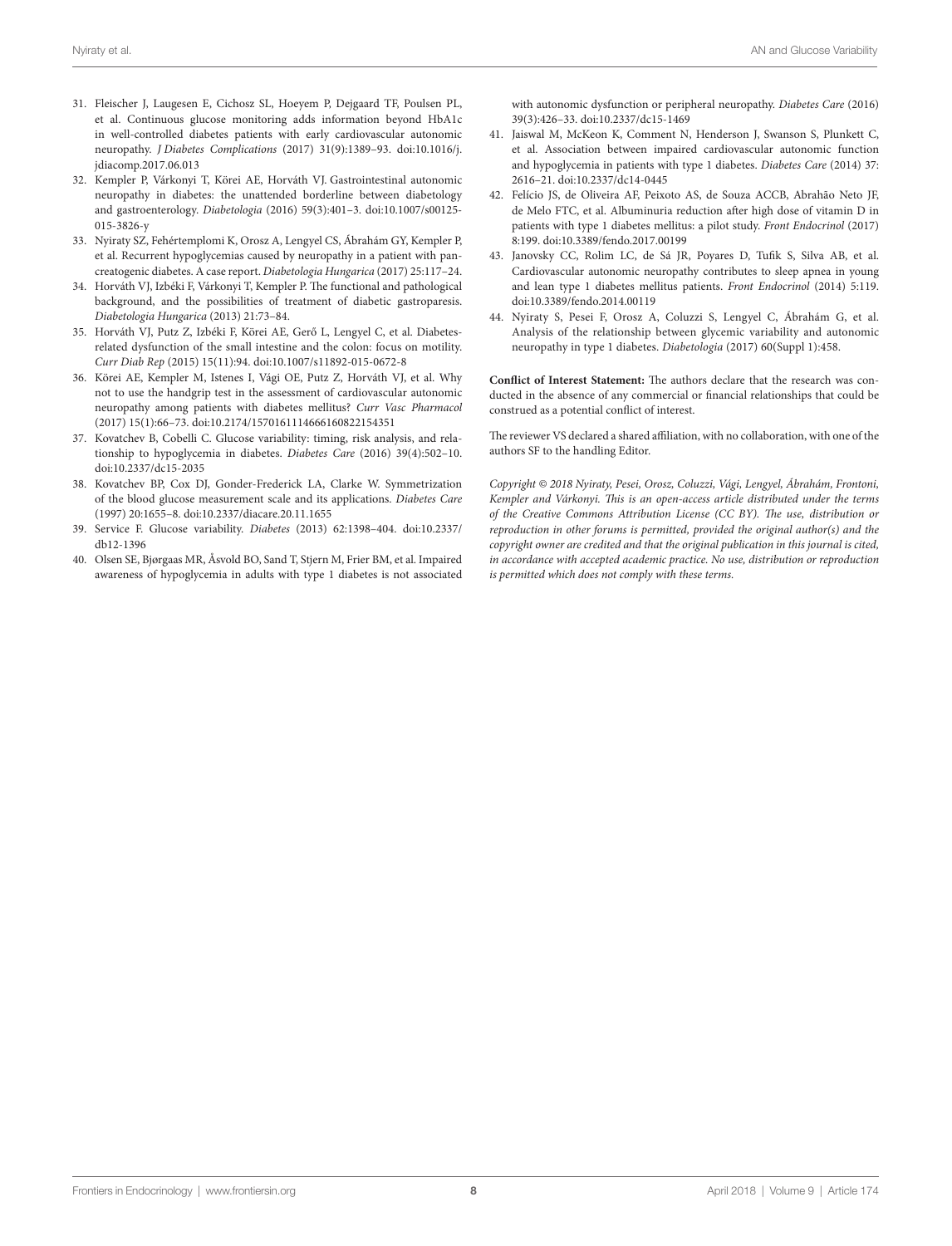31. Fleischer J, Laugesen E, Cichosz SL, Hoeyem P, Dejgaard TF, Poulsen PL, et al. Continuous glucose monitoring adds information beyond HbA1c in well-controlled diabetes patients with early cardiovascular autonomic neuropathy. *J Diabetes Complications* (2017) 31(9):1389–93. doi:10.1016/j.jdiacomp.2017.06.013
32. Kempler P, Várkonyi T, Körei AE, Horváth VJ. Gastrointestinal autonomic neuropathy in diabetes: the unattended borderline between diabetology and gastroenterology. *Diabetologia* (2016) 59(3):401–3. doi:10.1007/s00125-015-3826-y
33. Nyiraty SZ, Fehértemplomi K, Orosz A, Lengyel CS, Ábrahám GY, Kempler P, et al. Recurrent hypoglycemias caused by neuropathy in a patient with pancreatogenic diabetes. A case report. *Diabetologia Hungarica* (2017) 25:117–24.
34. Horváth VJ, Izbéki F, Várkonyi T, Kempler P. The functional and pathological background, and the possibilities of treatment of diabetic gastroparesis. *Diabetologia Hungarica* (2013) 21:73–84.
35. Horváth VJ, Putz Z, Izbéki F, Körei AE, Gerő L, Lengyel C, et al. Diabetes-related dysfunction of the small intestine and the colon: focus on motility. *Curr Diab Rep* (2015) 15(11):94. doi:10.1007/s11892-015-0672-8
36. Körei AE, Kempler M, Istenes I, Vági OE, Putz Z, Horváth VJ, et al. Why not to use the handgrip test in the assessment of cardiovascular autonomic neuropathy among patients with diabetes mellitus? *Curr Vasc Pharmacol* (2017) 15(1):66–73. doi:10.2174/1570161114666160822154351
37. Kovatchev B, Cobelli C. Glucose variability: timing, risk analysis, and relationship to hypoglycemia in diabetes. *Diabetes Care* (2016) 39(4):502–10. doi:10.2337/dc15-2035
38. Kovatchev BP, Cox DJ, Gonder-Frederick LA, Clarke W. Symmetrization of the blood glucose measurement scale and its applications. *Diabetes Care* (1997) 20:1655–8. doi:10.2337/diacare.20.11.1655
39. Service F. Glucose variability. *Diabetes* (2013) 62:1398–404. doi:10.2337/db12-1396
40. Olsen SE, Bjørgaas MR, Åsvold BO, Sand T, Stjern M, Frier BM, et al. Impaired awareness of hypoglycemia in adults with type 1 diabetes is not associated with autonomic dysfunction or peripheral neuropathy. *Diabetes Care* (2016) 39(3):426–33. doi:10.2337/dc15-1469
41. Jaiswal M, McKeon K, Comment N, Henderson J, Swanson S, Plunkett C, et al. Association between impaired cardiovascular autonomic function and hypoglycemia in patients with type 1 diabetes. *Diabetes Care* (2014) 37: 2616–21. doi:10.2337/dc14-0445
42. Felício JS, de Oliveira AF, Peixoto AS, de Souza ACCB, Abrahão Neto JF, de Melo FTC, et al. Albuminuria reduction after high dose of vitamin D in patients with type 1 diabetes mellitus: a pilot study. *Front Endocrinol* (2017) 8:199. doi:10.3389/fendo.2017.00199
43. Janovsky CC, Rolim LC, de Sá JR, Poyares D, Tufik S, Silva AB, et al. Cardiovascular autonomic neuropathy contributes to sleep apnea in young and lean type 1 diabetes mellitus patients. *Front Endocrinol* (2014) 5:119. doi:10.3389/fendo.2014.00119
44. Nyiraty S, Pesei F, Orosz A, Coluzzi S, Lengyel C, Ábrahám G, et al. Analysis of the relationship between glycemic variability and autonomic neuropathy in type 1 diabetes. *Diabetologia* (2017) 60(Suppl 1):458.

**Conflict of Interest Statement:** The authors declare that the research was conducted in the absence of any commercial or financial relationships that could be construed as a potential conflict of interest.

The reviewer VS declared a shared affiliation, with no collaboration, with one of the authors SF to the handling Editor.

*Copyright © 2018 Nyiraty, Pesei, Orosz, Coluzzi, Vági, Lengyel, Ábrahám, Frontoni, Kempler and Várkonyi. This is an open-access article distributed under the terms of the Creative Commons Attribution License (CC BY). The use, distribution or reproduction in other forums is permitted, provided the original author(s) and the copyright owner are credited and that the original publication in this journal is cited, in accordance with accepted academic practice. No use, distribution or reproduction is permitted which does not comply with these terms.*